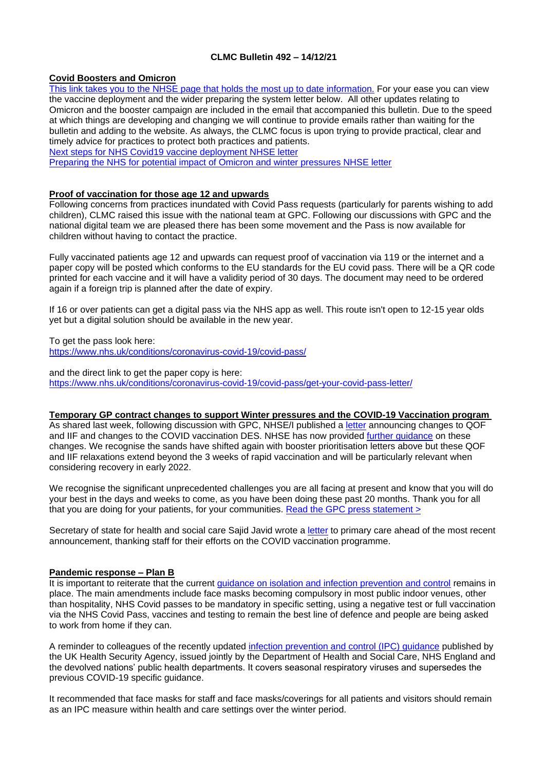**CLMC Bulletin 492 – 14/12/21**

**Covid Boosters and Omicron**

This link takes you to the NHSE page that holds the most up to date information. For your ease you can view the vaccine deployment and the wider preparing the system letter below. All other updates relating to Omicron and the booster campaign are included in the email that accompanied this bulletin. Due to the speed at which things are developing and changing we will continue to provide emails rather than waiting for the bulletin and adding to the website. As always, the CLMC focus is upon trying to provide practical, clear and timely advice for practices to protect both practices and patients.

Next steps for NHS Covid19 vaccine deployment NHSE letter

Preparing the NHS for potential impact of Omicron and winter pressures NHSE letter

**Proof of vaccination for those age 12 and upwards**

Following concerns from practices inundated with Covid Pass requests (particularly for parents wishing to add children), CLMC raised this issue with the national team at GPC. Following our discussions with GPC and the national digital team we are pleased there has been some movement and the Pass is now available for children without having to contact the practice.

Fully vaccinated patients age 12 and upwards can request proof of vaccination via 119 or the internet and a paper copy will be posted which conforms to the EU standards for the EU covid pass. There will be a QR code printed for each vaccine and it will have a validity period of 30 days. The document may need to be ordered again if a foreign trip is planned after the date of expiry.

If 16 or over patients can get a digital pass via the NHS app as well. This route isn't open to 12-15 year olds yet but a digital solution should be available in the new year.

To get the pass look here:
https://www.nhs.uk/conditions/coronavirus-covid-19/covid-pass/

and the direct link to get the paper copy is here:
https://www.nhs.uk/conditions/coronavirus-covid-19/covid-pass/get-your-covid-pass-letter/

**Temporary GP contract changes to support Winter pressures and the COVID-19 Vaccination program**

As shared last week, following discussion with GPC, NHSE/I published a letter announcing changes to QOF and IIF and changes to the COVID vaccination DES. NHSE has now provided further guidance on these changes. We recognise the sands have shifted again with booster prioritisation letters above but these QOF and IIF relaxations extend beyond the 3 weeks of rapid vaccination and will be particularly relevant when considering recovery in early 2022.

We recognise the significant unprecedented challenges you are all facing at present and know that you will do your best in the days and weeks to come, as you have been doing these past 20 months. Thank you for all that you are doing for your patients, for your communities. Read the GPC press statement >

Secretary of state for health and social care Sajid Javid wrote a letter to primary care ahead of the most recent announcement, thanking staff for their efforts on the COVID vaccination programme.

**Pandemic response – Plan B**

It is important to reiterate that the current guidance on isolation and infection prevention and control remains in place. The main amendments include face masks becoming compulsory in most public indoor venues, other than hospitality, NHS Covid passes to be mandatory in specific setting, using a negative test or full vaccination via the NHS Covid Pass, vaccines and testing to remain the best line of defence and people are being asked to work from home if they can.

A reminder to colleagues of the recently updated infection prevention and control (IPC) guidance published by the UK Health Security Agency, issued jointly by the Department of Health and Social Care, NHS England and the devolved nations' public health departments. It covers seasonal respiratory viruses and supersedes the previous COVID-19 specific guidance.

It recommended that face masks for staff and face masks/coverings for all patients and visitors should remain as an IPC measure within health and care settings over the winter period.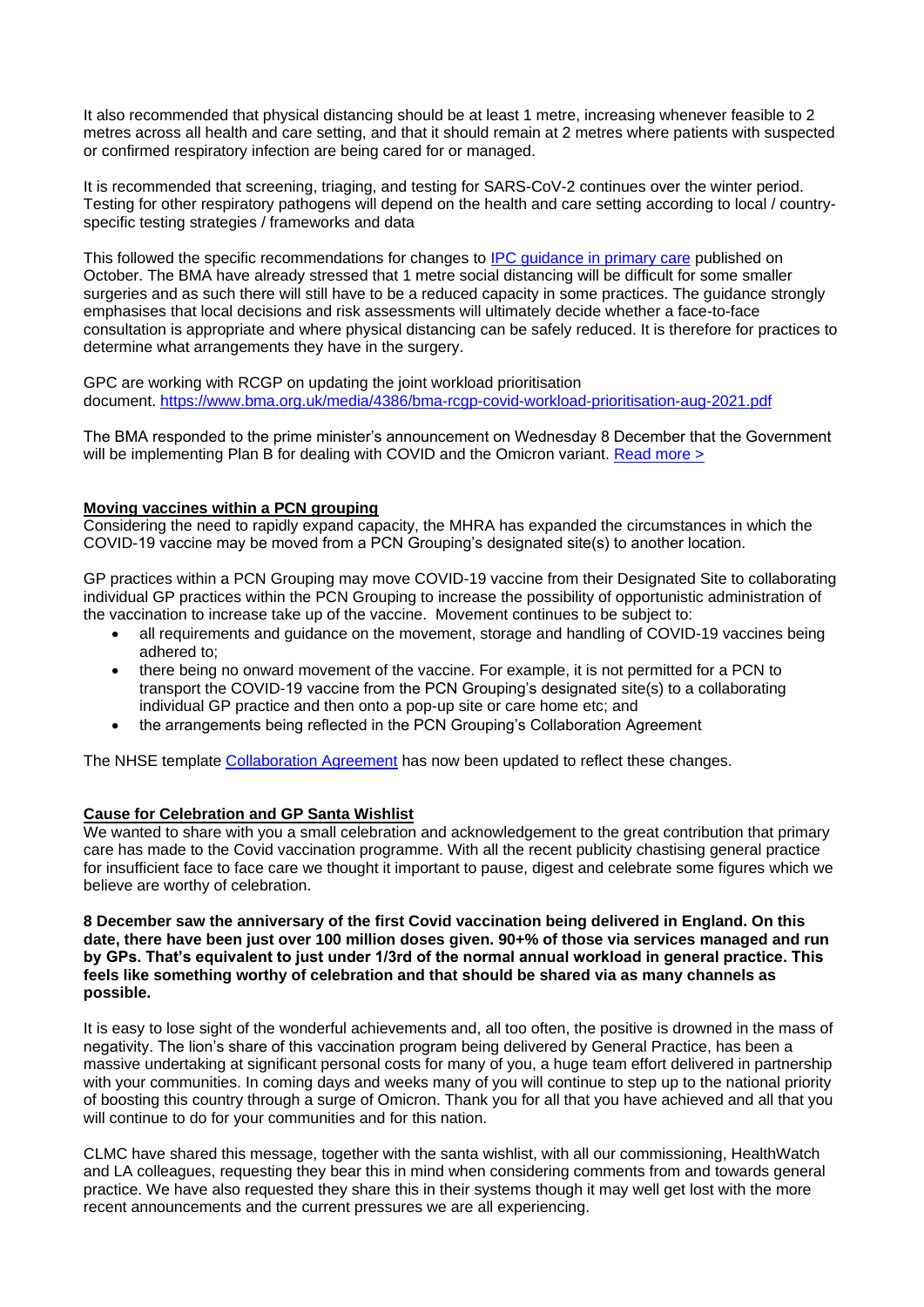It also recommended that physical distancing should be at least 1 metre, increasing whenever feasible to 2 metres across all health and care setting, and that it should remain at 2 metres where patients with suspected or confirmed respiratory infection are being cared for or managed.

It is recommended that screening, triaging, and testing for SARS-CoV-2 continues over the winter period. Testing for other respiratory pathogens will depend on the health and care setting according to local / country-specific testing strategies / frameworks and data

This followed the specific recommendations for changes to [IPC guidance in primary care]() published on October. The BMA have already stressed that 1 metre social distancing will be difficult for some smaller surgeries and as such there will still have to be a reduced capacity in some practices. The guidance strongly emphasises that local decisions and risk assessments will ultimately decide whether a face-to-face consultation is appropriate and where physical distancing can be safely reduced. It is therefore for practices to determine what arrangements they have in the surgery.

GPC are working with RCGP on updating the joint workload prioritisation document. https://www.bma.org.uk/media/4386/bma-rcgp-covid-workload-prioritisation-aug-2021.pdf

The BMA responded to the prime minister's announcement on Wednesday 8 December that the Government will be implementing Plan B for dealing with COVID and the Omicron variant. [Read more >]()

**Moving vaccines within a PCN grouping**

Considering the need to rapidly expand capacity, the MHRA has expanded the circumstances in which the COVID-19 vaccine may be moved from a PCN Grouping's designated site(s) to another location.

GP practices within a PCN Grouping may move COVID-19 vaccine from their Designated Site to collaborating individual GP practices within the PCN Grouping to increase the possibility of opportunistic administration of the vaccination to increase take up of the vaccine. Movement continues to be subject to:

- all requirements and guidance on the movement, storage and handling of COVID-19 vaccines being adhered to;
- there being no onward movement of the vaccine. For example, it is not permitted for a PCN to transport the COVID-19 vaccine from the PCN Grouping's designated site(s) to a collaborating individual GP practice and then onto a pop-up site or care home etc; and
- the arrangements being reflected in the PCN Grouping's Collaboration Agreement

The NHSE template [Collaboration Agreement]() has now been updated to reflect these changes.

**Cause for Celebration and GP Santa Wishlist**

We wanted to share with you a small celebration and acknowledgement to the great contribution that primary care has made to the Covid vaccination programme. With all the recent publicity chastising general practice for insufficient face to face care we thought it important to pause, digest and celebrate some figures which we believe are worthy of celebration.

**8 December saw the anniversary of the first Covid vaccination being delivered in England. On this date, there have been just over 100 million doses given. 90+% of those via services managed and run by GPs. That's equivalent to just under 1/3rd of the normal annual workload in general practice. This feels like something worthy of celebration and that should be shared via as many channels as possible.**

It is easy to lose sight of the wonderful achievements and, all too often, the positive is drowned in the mass of negativity. The lion's share of this vaccination program being delivered by General Practice, has been a massive undertaking at significant personal costs for many of you, a huge team effort delivered in partnership with your communities. In coming days and weeks many of you will continue to step up to the national priority of boosting this country through a surge of Omicron. Thank you for all that you have achieved and all that you will continue to do for your communities and for this nation.

CLMC have shared this message, together with the santa wishlist, with all our commissioning, HealthWatch and LA colleagues, requesting they bear this in mind when considering comments from and towards general practice. We have also requested they share this in their systems though it may well get lost with the more recent announcements and the current pressures we are all experiencing.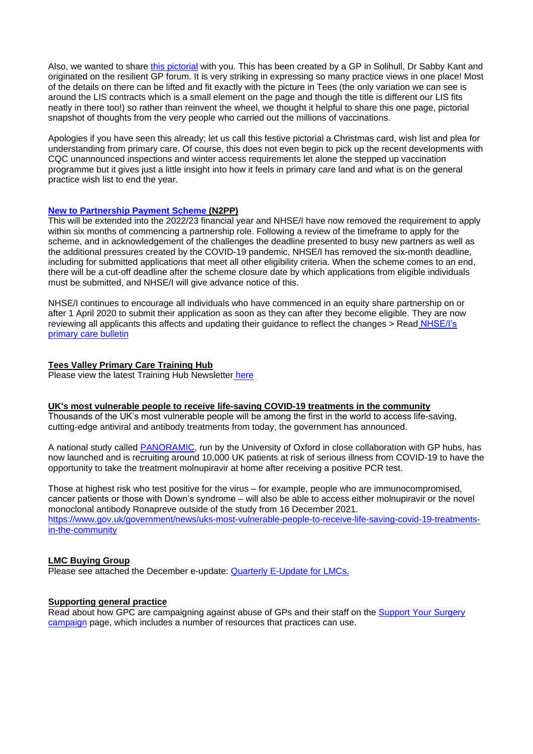Also, we wanted to share this pictorial with you. This has been created by a GP in Solihull, Dr Sabby Kant and originated on the resilient GP forum. It is very striking in expressing so many practice views in one place! Most of the details on there can be lifted and fit exactly with the picture in Tees (the only variation we can see is around the LIS contracts which is a small element on the page and though the title is different our LIS fits neatly in there too!) so rather than reinvent the wheel, we thought it helpful to share this one page, pictorial snapshot of thoughts from the very people who carried out the millions of vaccinations.

Apologies if you have seen this already; let us call this festive pictorial a Christmas card, wish list and plea for understanding from primary care. Of course, this does not even begin to pick up the recent developments with CQC unannounced inspections and winter access requirements let alone the stepped up vaccination programme but it gives just a little insight into how it feels in primary care land and what is on the general practice wish list to end the year.

**New to Partnership Payment Scheme (N2PP)**

This will be extended into the 2022/23 financial year and NHSE/I have now removed the requirement to apply within six months of commencing a partnership role. Following a review of the timeframe to apply for the scheme, and in acknowledgement of the challenges the deadline presented to busy new partners as well as the additional pressures created by the COVID-19 pandemic, NHSE/I has removed the six-month deadline, including for submitted applications that meet all other eligibility criteria. When the scheme comes to an end, there will be a cut-off deadline after the scheme closure date by which applications from eligible individuals must be submitted, and NHSE/I will give advance notice of this.

NHSE/I continues to encourage all individuals who have commenced in an equity share partnership on or after 1 April 2020 to submit their application as soon as they can after they become eligible. They are now reviewing all applicants this affects and updating their guidance to reflect the changes > Read NHSE/I's primary care bulletin

**Tees Valley Primary Care Training Hub**

Please view the latest Training Hub Newsletter here

**UK's most vulnerable people to receive life-saving COVID-19 treatments in the community**

Thousands of the UK's most vulnerable people will be among the first in the world to access life-saving, cutting-edge antiviral and antibody treatments from today, the government has announced.

A national study called PANORAMIC, run by the University of Oxford in close collaboration with GP hubs, has now launched and is recruiting around 10,000 UK patients at risk of serious illness from COVID-19 to have the opportunity to take the treatment molnupiravir at home after receiving a positive PCR test.

Those at highest risk who test positive for the virus – for example, people who are immunocompromised, cancer patients or those with Down's syndrome – will also be able to access either molnupiravir or the novel monoclonal antibody Ronapreve outside of the study from 16 December 2021.
https://www.gov.uk/government/news/uks-most-vulnerable-people-to-receive-life-saving-covid-19-treatments-in-the-community

**LMC Buying Group**

Please see attached the December e-update: Quarterly E-Update for LMCs.

**Supporting general practice**

Read about how GPC are campaigning against abuse of GPs and their staff on the Support Your Surgery campaign page, which includes a number of resources that practices can use.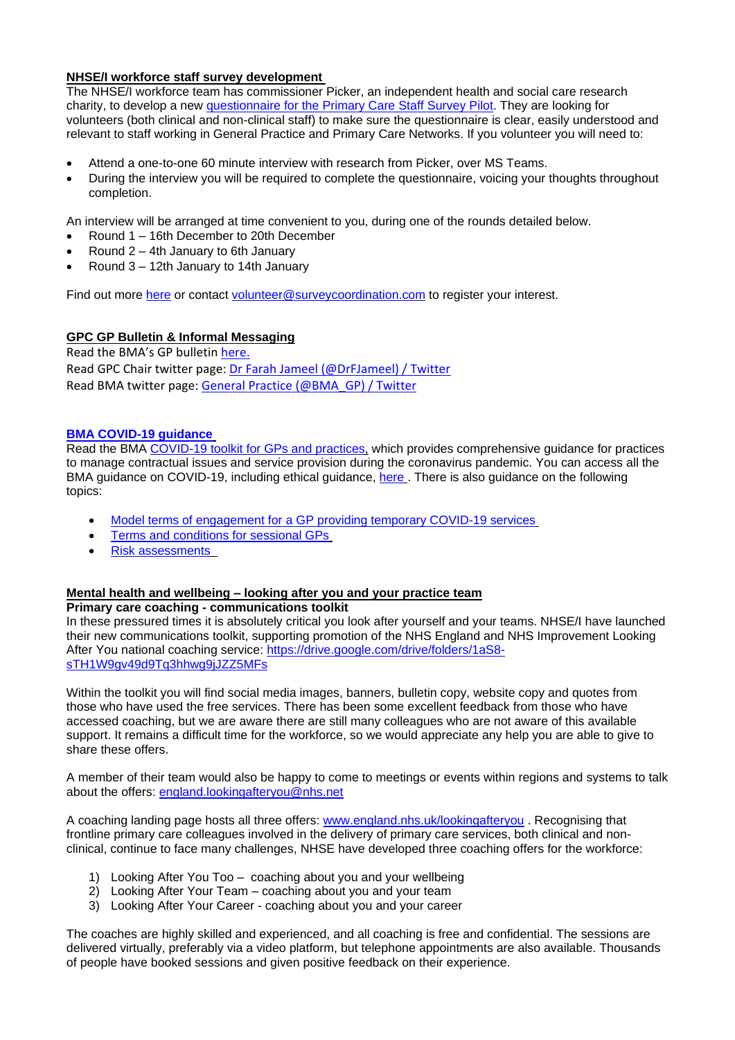**NHSE/I workforce staff survey development**

The NHSE/I workforce team has commissioner Picker, an independent health and social care research charity, to develop a new questionnaire for the Primary Care Staff Survey Pilot. They are looking for volunteers (both clinical and non-clinical staff) to make sure the questionnaire is clear, easily understood and relevant to staff working in General Practice and Primary Care Networks. If you volunteer you will need to:

- Attend a one-to-one 60 minute interview with research from Picker, over MS Teams.
- During the interview you will be required to complete the questionnaire, voicing your thoughts throughout completion.

An interview will be arranged at time convenient to you, during one of the rounds detailed below.

- Round 1 – 16th December to 20th December
- Round 2 – 4th January to 6th January
- Round 3 – 12th January to 14th January

Find out more here or contact volunteer@surveycoordination.com to register your interest.

**GPC GP Bulletin & Informal Messaging**

Read the BMA's GP bulletin here.
Read GPC Chair twitter page: Dr Farah Jameel (@DrFJameel) / Twitter
Read BMA twitter page: General Practice (@BMA_GP) / Twitter

**BMA COVID-19 guidance**

Read the BMA COVID-19 toolkit for GPs and practices, which provides comprehensive guidance for practices to manage contractual issues and service provision during the coronavirus pandemic. You can access all the BMA guidance on COVID-19, including ethical guidance, here . There is also guidance on the following topics:

- Model terms of engagement for a GP providing temporary COVID-19 services
- Terms and conditions for sessional GPs
- Risk assessments

**Mental health and wellbeing – looking after you and your practice team**

**Primary care coaching - communications toolkit**

In these pressured times it is absolutely critical you look after yourself and your teams. NHSE/I have launched their new communications toolkit, supporting promotion of the NHS England and NHS Improvement Looking After You national coaching service: https://drive.google.com/drive/folders/1aS8-sTH1W9gv49d9Tq3hhwg9jJZZ5MFs

Within the toolkit you will find social media images, banners, bulletin copy, website copy and quotes from those who have used the free services. There has been some excellent feedback from those who have accessed coaching, but we are aware there are still many colleagues who are not aware of this available support. It remains a difficult time for the workforce, so we would appreciate any help you are able to give to share these offers.

A member of their team would also be happy to come to meetings or events within regions and systems to talk about the offers: england.lookingafteryou@nhs.net

A coaching landing page hosts all three offers: www.england.nhs.uk/lookingafteryou . Recognising that frontline primary care colleagues involved in the delivery of primary care services, both clinical and non-clinical, continue to face many challenges, NHSE have developed three coaching offers for the workforce:

1) Looking After You Too – coaching about you and your wellbeing
2) Looking After Your Team – coaching about you and your team
3) Looking After Your Career - coaching about you and your career

The coaches are highly skilled and experienced, and all coaching is free and confidential. The sessions are delivered virtually, preferably via a video platform, but telephone appointments are also available. Thousands of people have booked sessions and given positive feedback on their experience.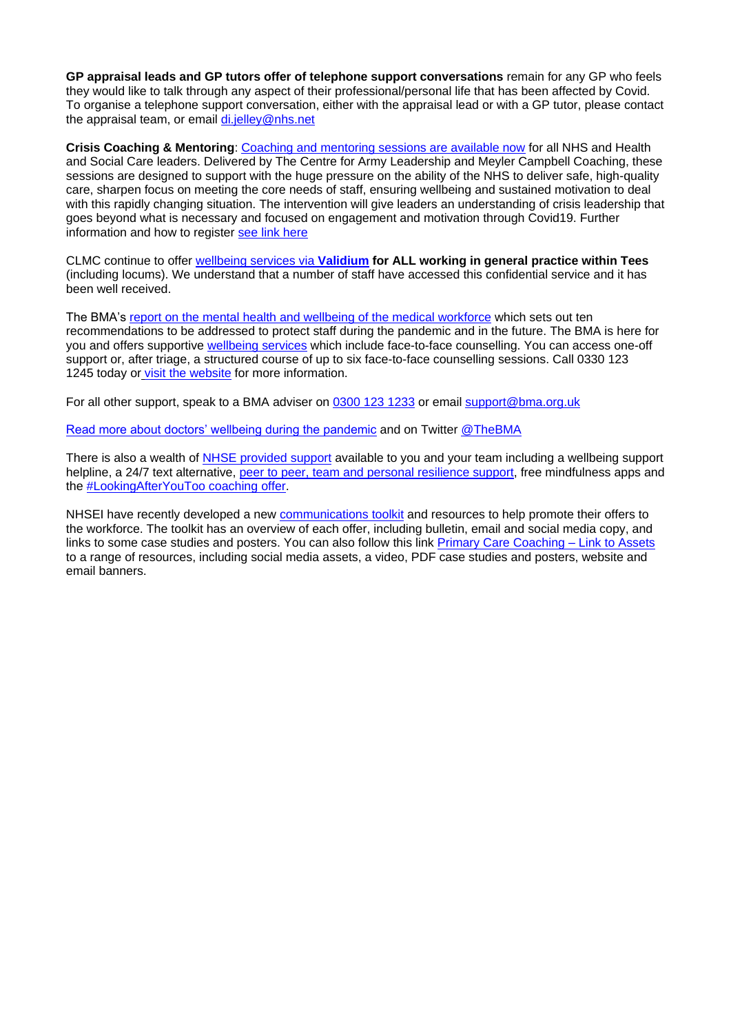**GP appraisal leads and GP tutors offer of telephone support conversations** remain for any GP who feels they would like to talk through any aspect of their professional/personal life that has been affected by Covid. To organise a telephone support conversation, either with the appraisal lead or with a GP tutor, please contact the appraisal team, or email di.jelley@nhs.net

**Crisis Coaching & Mentoring**: Coaching and mentoring sessions are available now for all NHS and Health and Social Care leaders. Delivered by The Centre for Army Leadership and Meyler Campbell Coaching, these sessions are designed to support with the huge pressure on the ability of the NHS to deliver safe, high-quality care, sharpen focus on meeting the core needs of staff, ensuring wellbeing and sustained motivation to deal with this rapidly changing situation. The intervention will give leaders an understanding of crisis leadership that goes beyond what is necessary and focused on engagement and motivation through Covid19. Further information and how to register see link here

CLMC continue to offer wellbeing services via **Validium** **for ALL working in general practice within Tees** (including locums). We understand that a number of staff have accessed this confidential service and it has been well received.

The BMA's report on the mental health and wellbeing of the medical workforce which sets out ten recommendations to be addressed to protect staff during the pandemic and in the future. The BMA is here for you and offers supportive wellbeing services which include face-to-face counselling. You can access one-off support or, after triage, a structured course of up to six face-to-face counselling sessions. Call 0330 123 1245 today or visit the website for more information.

For all other support, speak to a BMA adviser on 0300 123 1233 or email support@bma.org.uk

Read more about doctors' wellbeing during the pandemic and on Twitter @TheBMA

There is also a wealth of NHSE provided support available to you and your team including a wellbeing support helpline, a 24/7 text alternative, peer to peer, team and personal resilience support, free mindfulness apps and the #LookingAfterYouToo coaching offer.

NHSEI have recently developed a new communications toolkit and resources to help promote their offers to the workforce. The toolkit has an overview of each offer, including bulletin, email and social media copy, and links to some case studies and posters. You can also follow this link Primary Care Coaching – Link to Assets to a range of resources, including social media assets, a video, PDF case studies and posters, website and email banners.